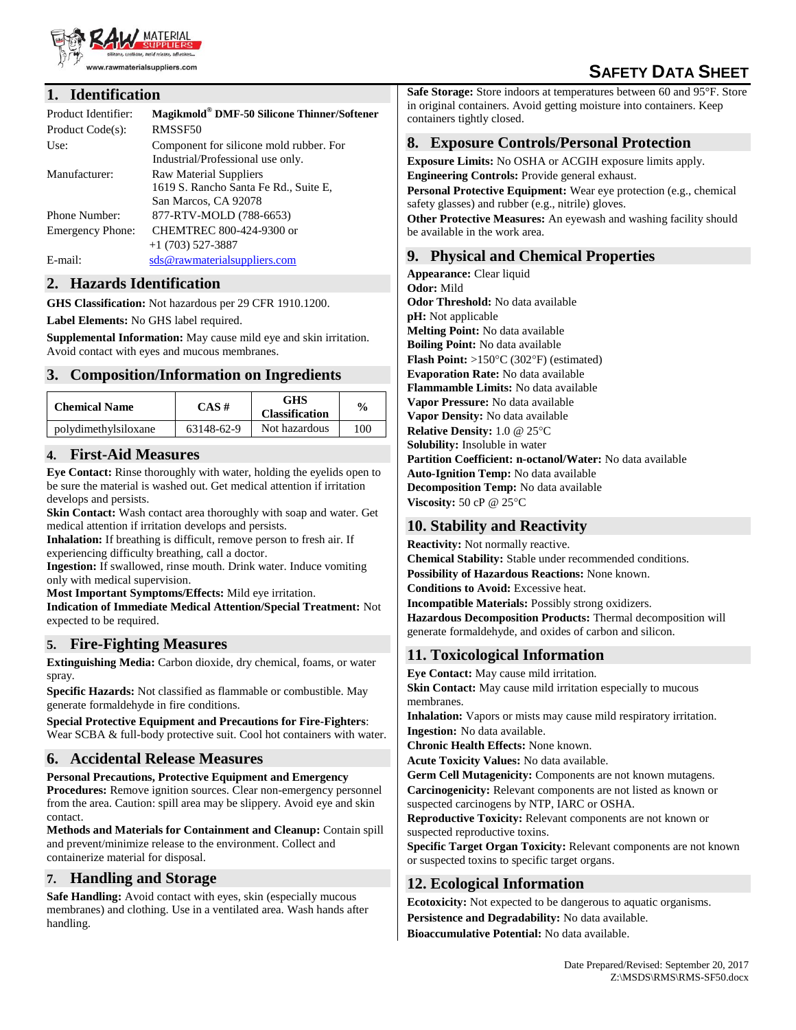www.rawmaterialsuppliers.com

# SAFETY DATA SHEET

## 1. Identification

| | |
|---|---|
| Product Identifier: | **Magikmold® DMF-50 Silicone Thinner/Softener** |
| Product Code(s): | RMSSF50 |
| Use: | Component for silicone mold rubber. For Industrial/Professional use only. |
| Manufacturer: | Raw Material Suppliers<br>1619 S. Rancho Santa Fe Rd., Suite E,<br>San Marcos, CA 92078 |
| Phone Number: | 877-RTV-MOLD (788-6653) |
| Emergency Phone: | CHEMTREC 800-424-9300 or +1 (703) 527-3887 |
| E-mail: | sds@rawmaterialsuppliers.com |

## 2. Hazards Identification

**GHS Classification:** Not hazardous per 29 CFR 1910.1200.

**Label Elements:** No GHS label required.

**Supplemental Information:** May cause mild eye and skin irritation. Avoid contact with eyes and mucous membranes.

## 3. Composition/Information on Ingredients

| Chemical Name | CAS # | GHS Classification | % |
|---|---|---|---|
| polydimethylsiloxane | 63148-62-9 | Not hazardous | 100 |

## 4. First-Aid Measures

**Eye Contact:** Rinse thoroughly with water, holding the eyelids open to be sure the material is washed out. Get medical attention if irritation develops and persists.
**Skin Contact:** Wash contact area thoroughly with soap and water. Get medical attention if irritation develops and persists.
**Inhalation:** If breathing is difficult, remove person to fresh air. If experiencing difficulty breathing, call a doctor.
**Ingestion:** If swallowed, rinse mouth. Drink water. Induce vomiting only with medical supervision.
**Most Important Symptoms/Effects:** Mild eye irritation.
**Indication of Immediate Medical Attention/Special Treatment:** Not expected to be required.

## 5. Fire-Fighting Measures

**Extinguishing Media:** Carbon dioxide, dry chemical, foams, or water spray.

**Specific Hazards:** Not classified as flammable or combustible. May generate formaldehyde in fire conditions.

**Special Protective Equipment and Precautions for Fire-Fighters**: Wear SCBA & full-body protective suit. Cool hot containers with water.

## 6. Accidental Release Measures

**Personal Precautions, Protective Equipment and Emergency Procedures:** Remove ignition sources. Clear non-emergency personnel from the area. Caution: spill area may be slippery. Avoid eye and skin contact.

**Methods and Materials for Containment and Cleanup:** Contain spill and prevent/minimize release to the environment. Collect and containerize material for disposal.

## 7. Handling and Storage

**Safe Handling:** Avoid contact with eyes, skin (especially mucous membranes) and clothing. Use in a ventilated area. Wash hands after handling.

**Safe Storage:** Store indoors at temperatures between 60 and 95°F. Store in original containers. Avoid getting moisture into containers. Keep containers tightly closed.

## 8. Exposure Controls/Personal Protection

**Exposure Limits:** No OSHA or ACGIH exposure limits apply.
**Engineering Controls:** Provide general exhaust.
**Personal Protective Equipment:** Wear eye protection (e.g., chemical safety glasses) and rubber (e.g., nitrile) gloves.
**Other Protective Measures:** An eyewash and washing facility should be available in the work area.

## 9. Physical and Chemical Properties

**Appearance:** Clear liquid
**Odor:** Mild
**Odor Threshold:** No data available
**pH:** Not applicable
**Melting Point:** No data available
**Boiling Point:** No data available
**Flash Point:** >150°C (302°F) (estimated)
**Evaporation Rate:** No data available
**Flammable Limits:** No data available
**Vapor Pressure:** No data available
**Vapor Density:** No data available
**Relative Density:** 1.0 @ 25°C
**Solubility:** Insoluble in water
**Partition Coefficient: n-octanol/Water:** No data available
**Auto-Ignition Temp:** No data available
**Decomposition Temp:** No data available
**Viscosity:** 50 cP @ 25°C

## 10. Stability and Reactivity

**Reactivity:** Not normally reactive.
**Chemical Stability:** Stable under recommended conditions.
**Possibility of Hazardous Reactions:** None known.
**Conditions to Avoid:** Excessive heat.
**Incompatible Materials:** Possibly strong oxidizers.
**Hazardous Decomposition Products:** Thermal decomposition will generate formaldehyde, and oxides of carbon and silicon.

## 11. Toxicological Information

**Eye Contact:** May cause mild irritation.
**Skin Contact:** May cause mild irritation especially to mucous membranes.
**Inhalation:** Vapors or mists may cause mild respiratory irritation.
**Ingestion:** No data available.
**Chronic Health Effects:** None known.
**Acute Toxicity Values:** No data available.
**Germ Cell Mutagenicity:** Components are not known mutagens.
**Carcinogenicity:** Relevant components are not listed as known or suspected carcinogens by NTP, IARC or OSHA.
**Reproductive Toxicity:** Relevant components are not known or suspected reproductive toxins.
**Specific Target Organ Toxicity:** Relevant components are not known or suspected toxins to specific target organs.

## 12. Ecological Information

**Ecotoxicity:** Not expected to be dangerous to aquatic organisms.
**Persistence and Degradability:** No data available.
**Bioaccumulative Potential:** No data available.

Date Prepared/Revised: September 20, 2017
Z:\MSDS\RMS\RMS-SF50.docx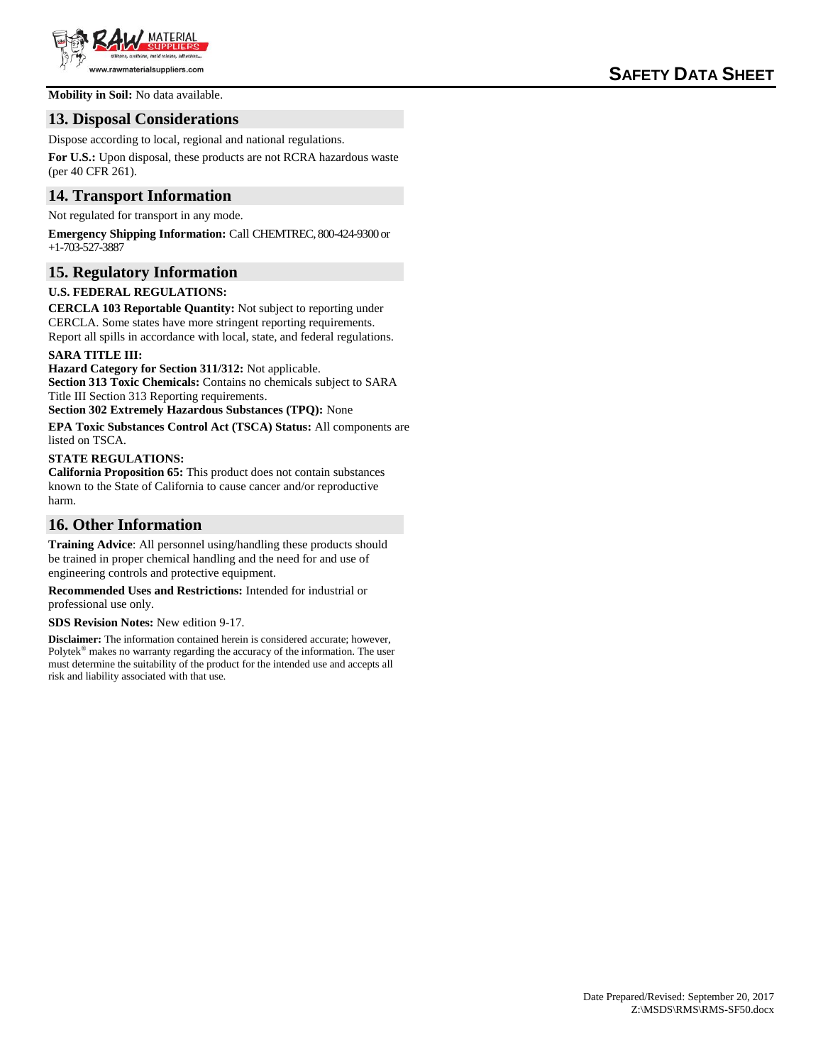**Mobility in Soil:** No data available.

## 13. Disposal Considerations

Dispose according to local, regional and national regulations.

**For U.S.:** Upon disposal, these products are not RCRA hazardous waste (per 40 CFR 261).

## 14. Transport Information

Not regulated for transport in any mode.

**Emergency Shipping Information:** Call CHEMTREC, 800-424-9300 or +1-703-527-3887

## 15. Regulatory Information

**U.S. FEDERAL REGULATIONS:**

**CERCLA 103 Reportable Quantity:** Not subject to reporting under CERCLA. Some states have more stringent reporting requirements. Report all spills in accordance with local, state, and federal regulations.

**SARA TITLE III:**
**Hazard Category for Section 311/312:** Not applicable.
**Section 313 Toxic Chemicals:** Contains no chemicals subject to SARA Title III Section 313 Reporting requirements.
**Section 302 Extremely Hazardous Substances (TPQ):** None

**EPA Toxic Substances Control Act (TSCA) Status:** All components are listed on TSCA.

**STATE REGULATIONS:**
**California Proposition 65:** This product does not contain substances known to the State of California to cause cancer and/or reproductive harm.

## 16. Other Information

**Training Advice**: All personnel using/handling these products should be trained in proper chemical handling and the need for and use of engineering controls and protective equipment.

**Recommended Uses and Restrictions:** Intended for industrial or professional use only.

**SDS Revision Notes:** New edition 9-17.

**Disclaimer:** The information contained herein is considered accurate; however, Polytek® makes no warranty regarding the accuracy of the information. The user must determine the suitability of the product for the intended use and accepts all risk and liability associated with that use.

Date Prepared/Revised: September 20, 2017
Z:\MSDS\RMS\RMS-SF50.docx